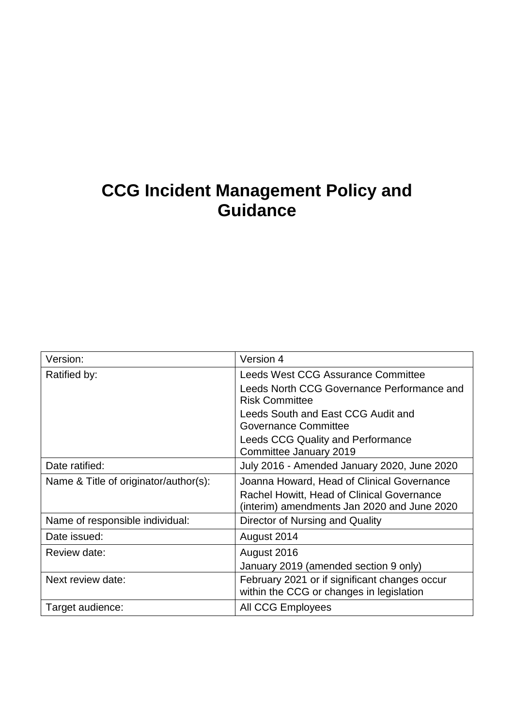# CCG Incident Management Policy and Guidance

| Version: | Version 4 |
|---|---|
| Ratified by: | Leeds West CCG Assurance Committee<br>Leeds North CCG Governance Performance and Risk Committee<br>Leeds South and East CCG Audit and Governance Committee<br>Leeds CCG Quality and Performance Committee January 2019 |
| Date ratified: | July 2016 - Amended January 2020, June 2020 |
| Name & Title of originator/author(s): | Joanna Howard, Head of Clinical Governance<br>Rachel Howitt, Head of Clinical Governance (interim) amendments Jan 2020 and June 2020 |
| Name of responsible individual: | Director of Nursing and Quality |
| Date issued: | August 2014 |
| Review date: | August 2016<br>January 2019 (amended section 9 only) |
| Next review date: | February 2021 or if significant changes occur within the CCG or changes in legislation |
| Target audience: | All CCG Employees |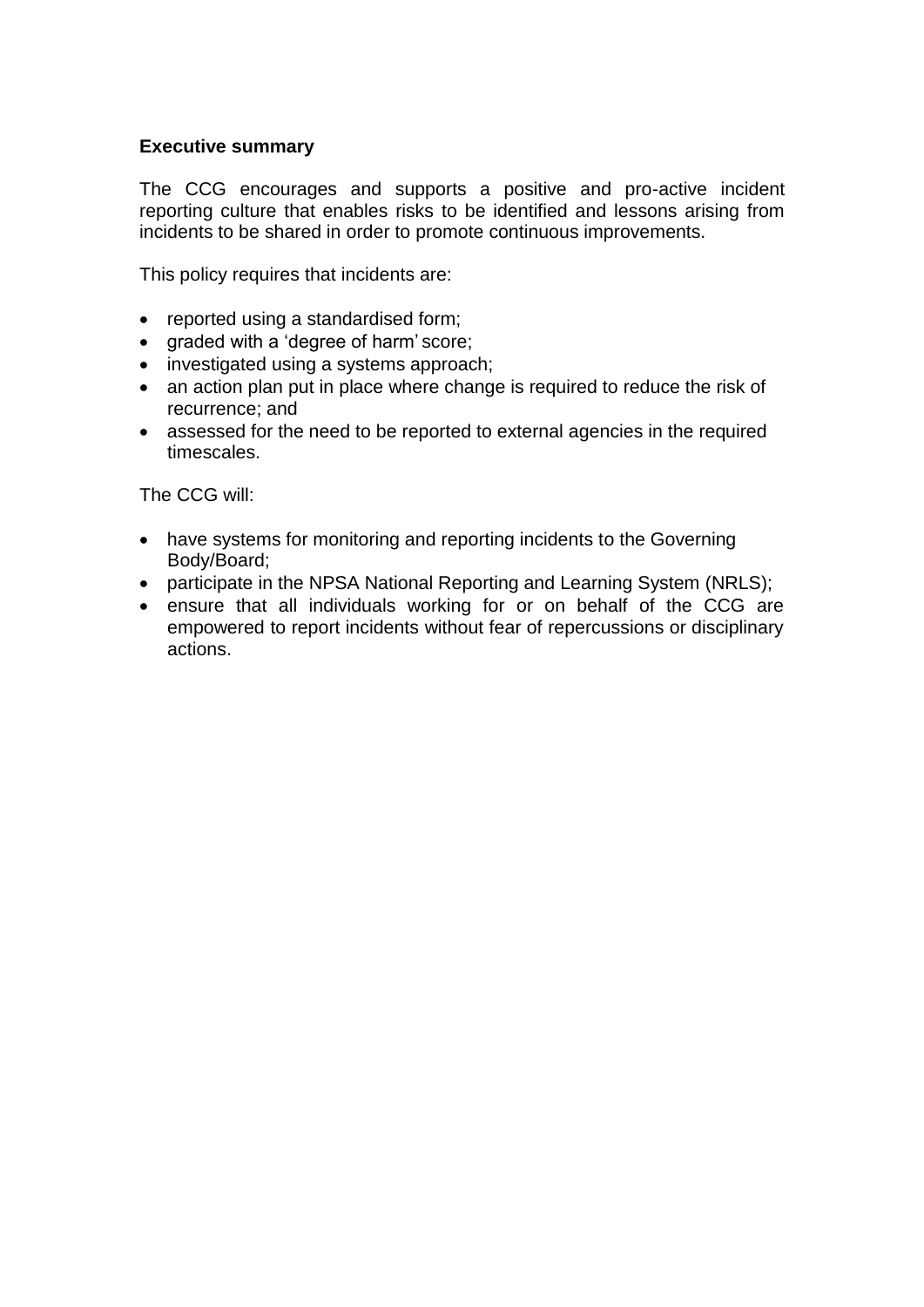**Executive summary**

The CCG encourages and supports a positive and pro-active incident reporting culture that enables risks to be identified and lessons arising from incidents to be shared in order to promote continuous improvements.

This policy requires that incidents are:

- reported using a standardised form;
- graded with a 'degree of harm' score;
- investigated using a systems approach;
- an action plan put in place where change is required to reduce the risk of recurrence; and
- assessed for the need to be reported to external agencies in the required timescales.

The CCG will:

- have systems for monitoring and reporting incidents to the Governing Body/Board;
- participate in the NPSA National Reporting and Learning System (NRLS);
- ensure that all individuals working for or on behalf of the CCG are empowered to report incidents without fear of repercussions or disciplinary actions.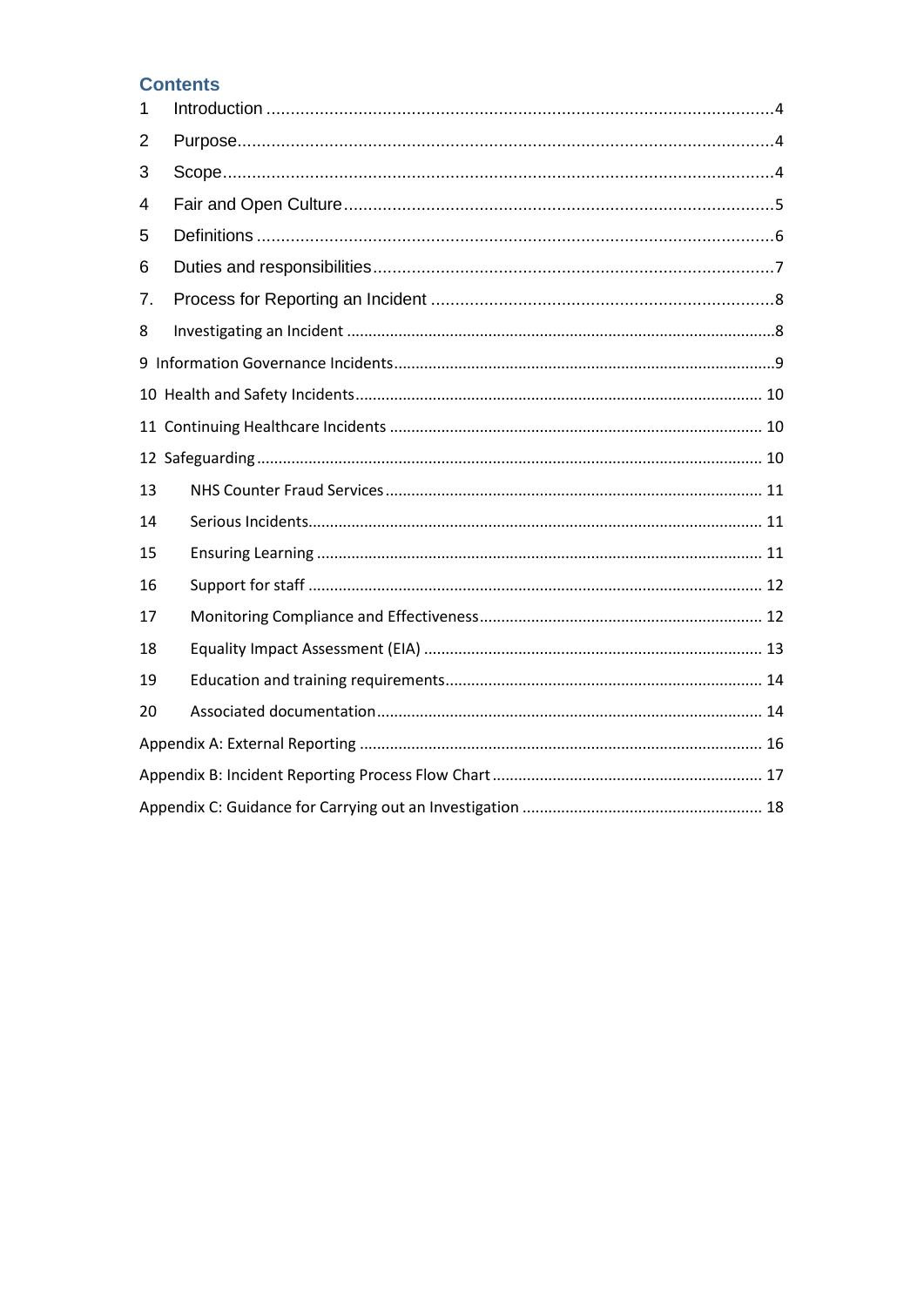## Contents

1 Introduction ....................................................................................................4

2 Purpose..........................................................................................................4

3 Scope.............................................................................................................4

4 Fair and Open Culture ....................................................................................5

5 Definitions ......................................................................................................6

6 Duties and responsibilities ..............................................................................7

7. Process for Reporting an Incident ..................................................................8

8 Investigating an Incident ...................................................................................8

9 Information Governance Incidents.......................................................................9

10 Health and Safety Incidents ............................................................................ 10

11 Continuing Healthcare Incidents ..................................................................... 10

12 Safeguarding ................................................................................................. 10

13 NHS Counter Fraud Services ........................................................................... 11

14 Serious Incidents............................................................................................ 11

15 Ensuring Learning .......................................................................................... 11

16 Support for staff ............................................................................................. 12

17 Monitoring Compliance and Effectiveness....................................................... 12

18 Equality Impact Assessment (EIA) .................................................................. 13

19 Education and training requirements............................................................... 14

20 Associated documentation.............................................................................. 14

Appendix A: External Reporting ........................................................................... 16

Appendix B: Incident Reporting Process Flow Chart ............................................. 17

Appendix C: Guidance for Carrying out an Investigation ........................................ 18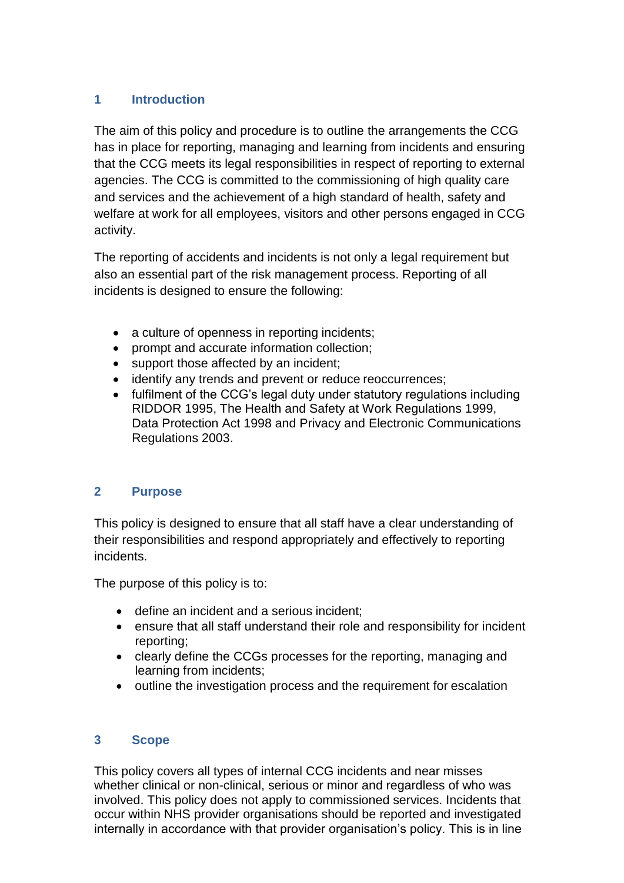## 1 Introduction

The aim of this policy and procedure is to outline the arrangements the CCG has in place for reporting, managing and learning from incidents and ensuring that the CCG meets its legal responsibilities in respect of reporting to external agencies. The CCG is committed to the commissioning of high quality care and services and the achievement of a high standard of health, safety and welfare at work for all employees, visitors and other persons engaged in CCG activity.

The reporting of accidents and incidents is not only a legal requirement but also an essential part of the risk management process. Reporting of all incidents is designed to ensure the following:

- a culture of openness in reporting incidents;
- prompt and accurate information collection;
- support those affected by an incident;
- identify any trends and prevent or reduce reoccurrences;
- fulfilment of the CCG's legal duty under statutory regulations including RIDDOR 1995, The Health and Safety at Work Regulations 1999, Data Protection Act 1998 and Privacy and Electronic Communications Regulations 2003.

## 2 Purpose

This policy is designed to ensure that all staff have a clear understanding of their responsibilities and respond appropriately and effectively to reporting incidents.

The purpose of this policy is to:

- define an incident and a serious incident;
- ensure that all staff understand their role and responsibility for incident reporting;
- clearly define the CCGs processes for the reporting, managing and learning from incidents;
- outline the investigation process and the requirement for escalation

## 3 Scope

This policy covers all types of internal CCG incidents and near misses whether clinical or non-clinical, serious or minor and regardless of who was involved. This policy does not apply to commissioned services. Incidents that occur within NHS provider organisations should be reported and investigated internally in accordance with that provider organisation's policy. This is in line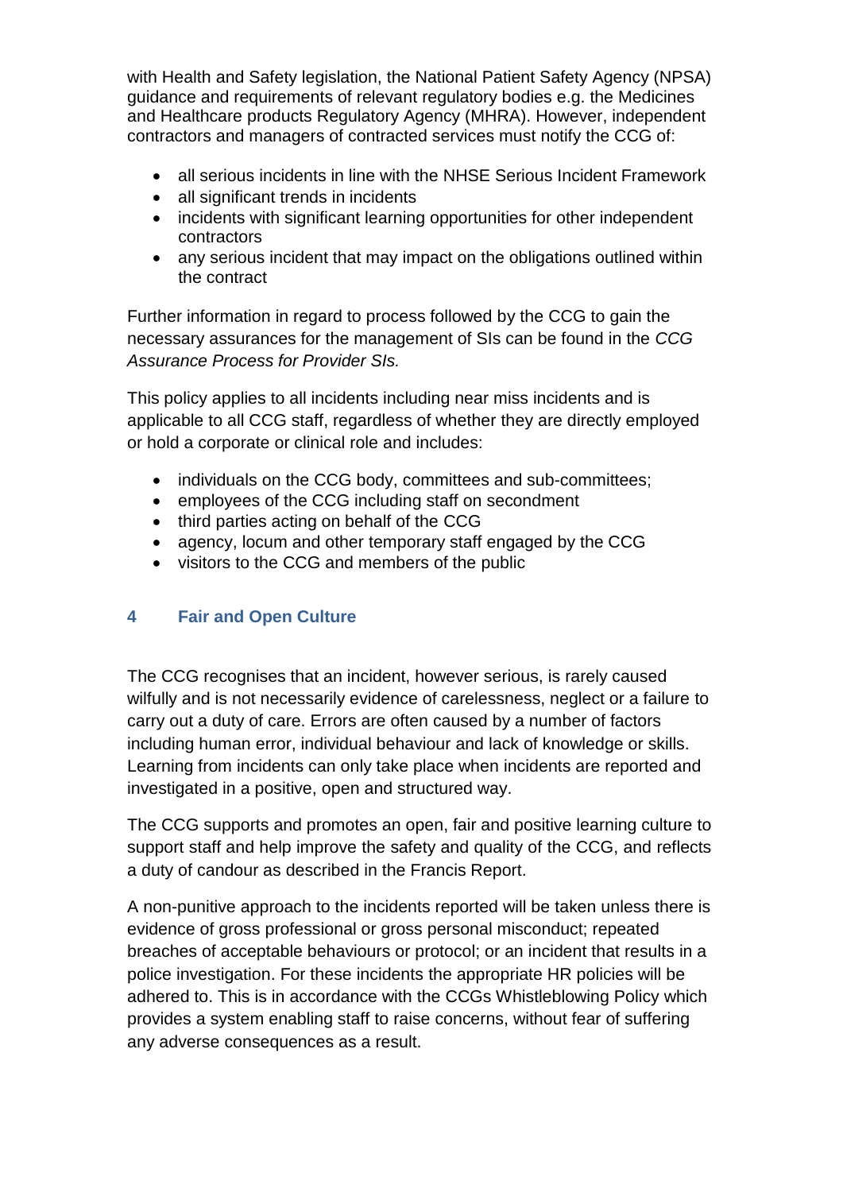with Health and Safety legislation, the National Patient Safety Agency (NPSA) guidance and requirements of relevant regulatory bodies e.g. the Medicines and Healthcare products Regulatory Agency (MHRA). However, independent contractors and managers of contracted services must notify the CCG of:

- all serious incidents in line with the NHSE Serious Incident Framework
- all significant trends in incidents
- incidents with significant learning opportunities for other independent contractors
- any serious incident that may impact on the obligations outlined within the contract

Further information in regard to process followed by the CCG to gain the necessary assurances for the management of SIs can be found in the *CCG Assurance Process for Provider SIs.*

This policy applies to all incidents including near miss incidents and is applicable to all CCG staff, regardless of whether they are directly employed or hold a corporate or clinical role and includes:

- individuals on the CCG body, committees and sub-committees;
- employees of the CCG including staff on secondment
- third parties acting on behalf of the CCG
- agency, locum and other temporary staff engaged by the CCG
- visitors to the CCG and members of the public

## 4 Fair and Open Culture

The CCG recognises that an incident, however serious, is rarely caused wilfully and is not necessarily evidence of carelessness, neglect or a failure to carry out a duty of care. Errors are often caused by a number of factors including human error, individual behaviour and lack of knowledge or skills. Learning from incidents can only take place when incidents are reported and investigated in a positive, open and structured way.

The CCG supports and promotes an open, fair and positive learning culture to support staff and help improve the safety and quality of the CCG, and reflects a duty of candour as described in the Francis Report.

A non-punitive approach to the incidents reported will be taken unless there is evidence of gross professional or gross personal misconduct; repeated breaches of acceptable behaviours or protocol; or an incident that results in a police investigation. For these incidents the appropriate HR policies will be adhered to. This is in accordance with the CCGs Whistleblowing Policy which provides a system enabling staff to raise concerns, without fear of suffering any adverse consequences as a result.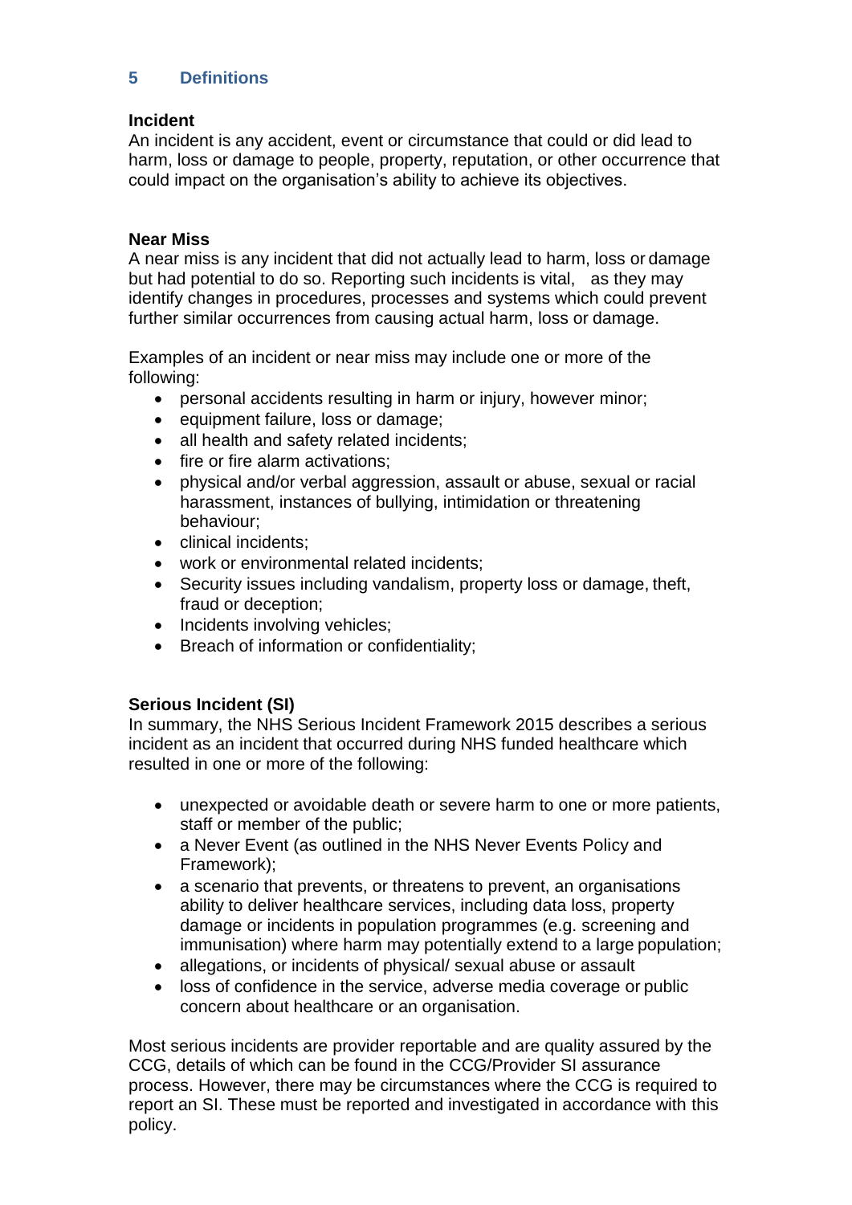## 5 Definitions

**Incident**

An incident is any accident, event or circumstance that could or did lead to harm, loss or damage to people, property, reputation, or other occurrence that could impact on the organisation's ability to achieve its objectives.

**Near Miss**

A near miss is any incident that did not actually lead to harm, loss or damage but had potential to do so. Reporting such incidents is vital, as they may identify changes in procedures, processes and systems which could prevent further similar occurrences from causing actual harm, loss or damage.

Examples of an incident or near miss may include one or more of the following:

- personal accidents resulting in harm or injury, however minor;
- equipment failure, loss or damage;
- all health and safety related incidents;
- fire or fire alarm activations;
- physical and/or verbal aggression, assault or abuse, sexual or racial harassment, instances of bullying, intimidation or threatening behaviour;
- clinical incidents;
- work or environmental related incidents;
- Security issues including vandalism, property loss or damage, theft, fraud or deception;
- Incidents involving vehicles;
- Breach of information or confidentiality;

**Serious Incident (SI)**

In summary, the NHS Serious Incident Framework 2015 describes a serious incident as an incident that occurred during NHS funded healthcare which resulted in one or more of the following:

- unexpected or avoidable death or severe harm to one or more patients, staff or member of the public;
- a Never Event (as outlined in the NHS Never Events Policy and Framework);
- a scenario that prevents, or threatens to prevent, an organisations ability to deliver healthcare services, including data loss, property damage or incidents in population programmes (e.g. screening and immunisation) where harm may potentially extend to a large population;
- allegations, or incidents of physical/ sexual abuse or assault
- loss of confidence in the service, adverse media coverage or public concern about healthcare or an organisation.

Most serious incidents are provider reportable and are quality assured by the CCG, details of which can be found in the CCG/Provider SI assurance process. However, there may be circumstances where the CCG is required to report an SI. These must be reported and investigated in accordance with this policy.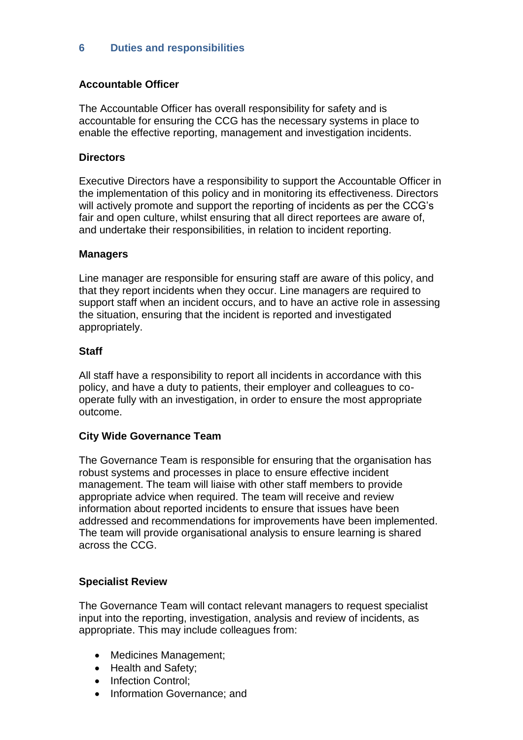## 6 Duties and responsibilities

**Accountable Officer**

The Accountable Officer has overall responsibility for safety and is accountable for ensuring the CCG has the necessary systems in place to enable the effective reporting, management and investigation incidents.

**Directors**

Executive Directors have a responsibility to support the Accountable Officer in the implementation of this policy and in monitoring its effectiveness. Directors will actively promote and support the reporting of incidents as per the CCG's fair and open culture, whilst ensuring that all direct reportees are aware of, and undertake their responsibilities, in relation to incident reporting.

**Managers**

Line manager are responsible for ensuring staff are aware of this policy, and that they report incidents when they occur. Line managers are required to support staff when an incident occurs, and to have an active role in assessing the situation, ensuring that the incident is reported and investigated appropriately.

**Staff**

All staff have a responsibility to report all incidents in accordance with this policy, and have a duty to patients, their employer and colleagues to co-operate fully with an investigation, in order to ensure the most appropriate outcome.

**City Wide Governance Team**

The Governance Team is responsible for ensuring that the organisation has robust systems and processes in place to ensure effective incident management. The team will liaise with other staff members to provide appropriate advice when required. The team will receive and review information about reported incidents to ensure that issues have been addressed and recommendations for improvements have been implemented. The team will provide organisational analysis to ensure learning is shared across the CCG.

**Specialist Review**

The Governance Team will contact relevant managers to request specialist input into the reporting, investigation, analysis and review of incidents, as appropriate. This may include colleagues from:

- Medicines Management;
- Health and Safety;
- Infection Control;
- Information Governance; and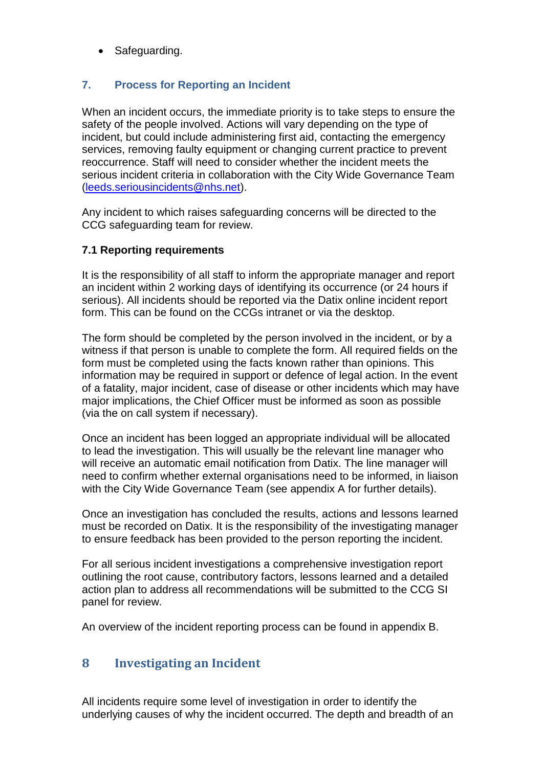- Safeguarding.

## 7. Process for Reporting an Incident

When an incident occurs, the immediate priority is to take steps to ensure the safety of the people involved. Actions will vary depending on the type of incident, but could include administering first aid, contacting the emergency services, removing faulty equipment or changing current practice to prevent reoccurrence. Staff will need to consider whether the incident meets the serious incident criteria in collaboration with the City Wide Governance Team (leeds.seriousincidents@nhs.net).

Any incident to which raises safeguarding concerns will be directed to the CCG safeguarding team for review.

### 7.1 Reporting requirements

It is the responsibility of all staff to inform the appropriate manager and report an incident within 2 working days of identifying its occurrence (or 24 hours if serious). All incidents should be reported via the Datix online incident report form. This can be found on the CCGs intranet or via the desktop.

The form should be completed by the person involved in the incident, or by a witness if that person is unable to complete the form. All required fields on the form must be completed using the facts known rather than opinions. This information may be required in support or defence of legal action. In the event of a fatality, major incident, case of disease or other incidents which may have major implications, the Chief Officer must be informed as soon as possible (via the on call system if necessary).

Once an incident has been logged an appropriate individual will be allocated to lead the investigation. This will usually be the relevant line manager who will receive an automatic email notification from Datix. The line manager will need to confirm whether external organisations need to be informed, in liaison with the City Wide Governance Team (see appendix A for further details).

Once an investigation has concluded the results, actions and lessons learned must be recorded on Datix. It is the responsibility of the investigating manager to ensure feedback has been provided to the person reporting the incident.

For all serious incident investigations a comprehensive investigation report outlining the root cause, contributory factors, lessons learned and a detailed action plan to address all recommendations will be submitted to the CCG SI panel for review.

An overview of the incident reporting process can be found in appendix B.

## 8 Investigating an Incident

All incidents require some level of investigation in order to identify the underlying causes of why the incident occurred. The depth and breadth of an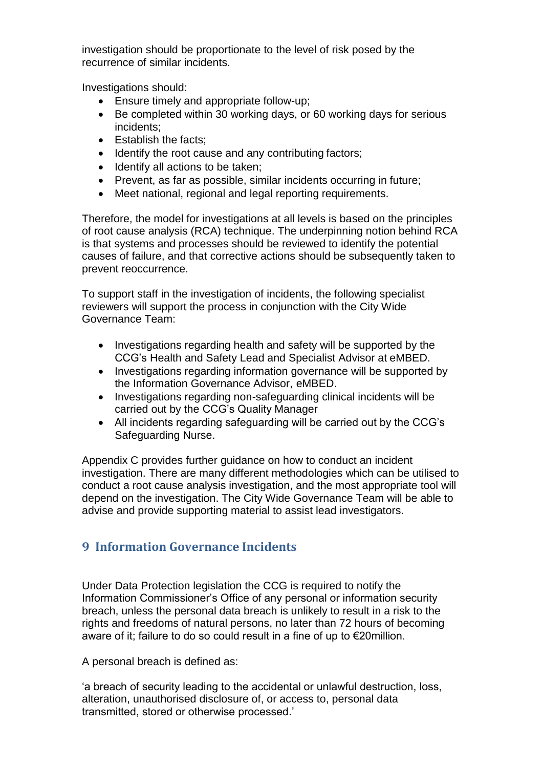investigation should be proportionate to the level of risk posed by the recurrence of similar incidents.

Investigations should:

- Ensure timely and appropriate follow-up;
- Be completed within 30 working days, or 60 working days for serious incidents;
- Establish the facts;
- Identify the root cause and any contributing factors;
- Identify all actions to be taken;
- Prevent, as far as possible, similar incidents occurring in future;
- Meet national, regional and legal reporting requirements.

Therefore, the model for investigations at all levels is based on the principles of root cause analysis (RCA) technique. The underpinning notion behind RCA is that systems and processes should be reviewed to identify the potential causes of failure, and that corrective actions should be subsequently taken to prevent reoccurrence.

To support staff in the investigation of incidents, the following specialist reviewers will support the process in conjunction with the City Wide Governance Team:

- Investigations regarding health and safety will be supported by the CCG's Health and Safety Lead and Specialist Advisor at eMBED.
- Investigations regarding information governance will be supported by the Information Governance Advisor, eMBED.
- Investigations regarding non-safeguarding clinical incidents will be carried out by the CCG's Quality Manager
- All incidents regarding safeguarding will be carried out by the CCG's Safeguarding Nurse.

Appendix C provides further guidance on how to conduct an incident investigation. There are many different methodologies which can be utilised to conduct a root cause analysis investigation, and the most appropriate tool will depend on the investigation. The City Wide Governance Team will be able to advise and provide supporting material to assist lead investigators.

## 9 Information Governance Incidents

Under Data Protection legislation the CCG is required to notify the Information Commissioner's Office of any personal or information security breach, unless the personal data breach is unlikely to result in a risk to the rights and freedoms of natural persons, no later than 72 hours of becoming aware of it; failure to do so could result in a fine of up to €20million.

A personal breach is defined as:

'a breach of security leading to the accidental or unlawful destruction, loss, alteration, unauthorised disclosure of, or access to, personal data transmitted, stored or otherwise processed.'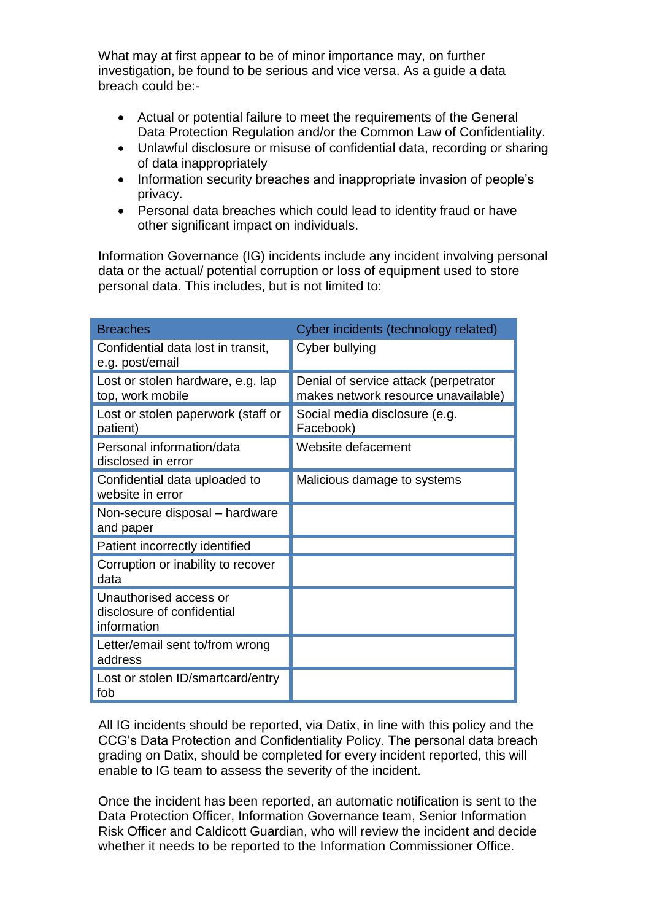What may at first appear to be of minor importance may, on further investigation, be found to be serious and vice versa. As a guide a data breach could be:-

- Actual or potential failure to meet the requirements of the General Data Protection Regulation and/or the Common Law of Confidentiality.
- Unlawful disclosure or misuse of confidential data, recording or sharing of data inappropriately
- Information security breaches and inappropriate invasion of people's privacy.
- Personal data breaches which could lead to identity fraud or have other significant impact on individuals.

Information Governance (IG) incidents include any incident involving personal data or the actual/ potential corruption or loss of equipment used to store personal data. This includes, but is not limited to:

| Breaches | Cyber incidents (technology related) |
|---|---|
| Confidential data lost in transit, e.g. post/email | Cyber bullying |
| Lost or stolen hardware, e.g. lap top, work mobile | Denial of service attack (perpetrator makes network resource unavailable) |
| Lost or stolen paperwork (staff or patient) | Social media disclosure (e.g. Facebook) |
| Personal information/data disclosed in error | Website defacement |
| Confidential data uploaded to website in error | Malicious damage to systems |
| Non-secure disposal – hardware and paper | |
| Patient incorrectly identified | |
| Corruption or inability to recover data | |
| Unauthorised access or disclosure of confidential information | |
| Letter/email sent to/from wrong address | |
| Lost or stolen ID/smartcard/entry fob | |

All IG incidents should be reported, via Datix, in line with this policy and the CCG's Data Protection and Confidentiality Policy. The personal data breach grading on Datix, should be completed for every incident reported, this will enable to IG team to assess the severity of the incident.

Once the incident has been reported, an automatic notification is sent to the Data Protection Officer, Information Governance team, Senior Information Risk Officer and Caldicott Guardian, who will review the incident and decide whether it needs to be reported to the Information Commissioner Office.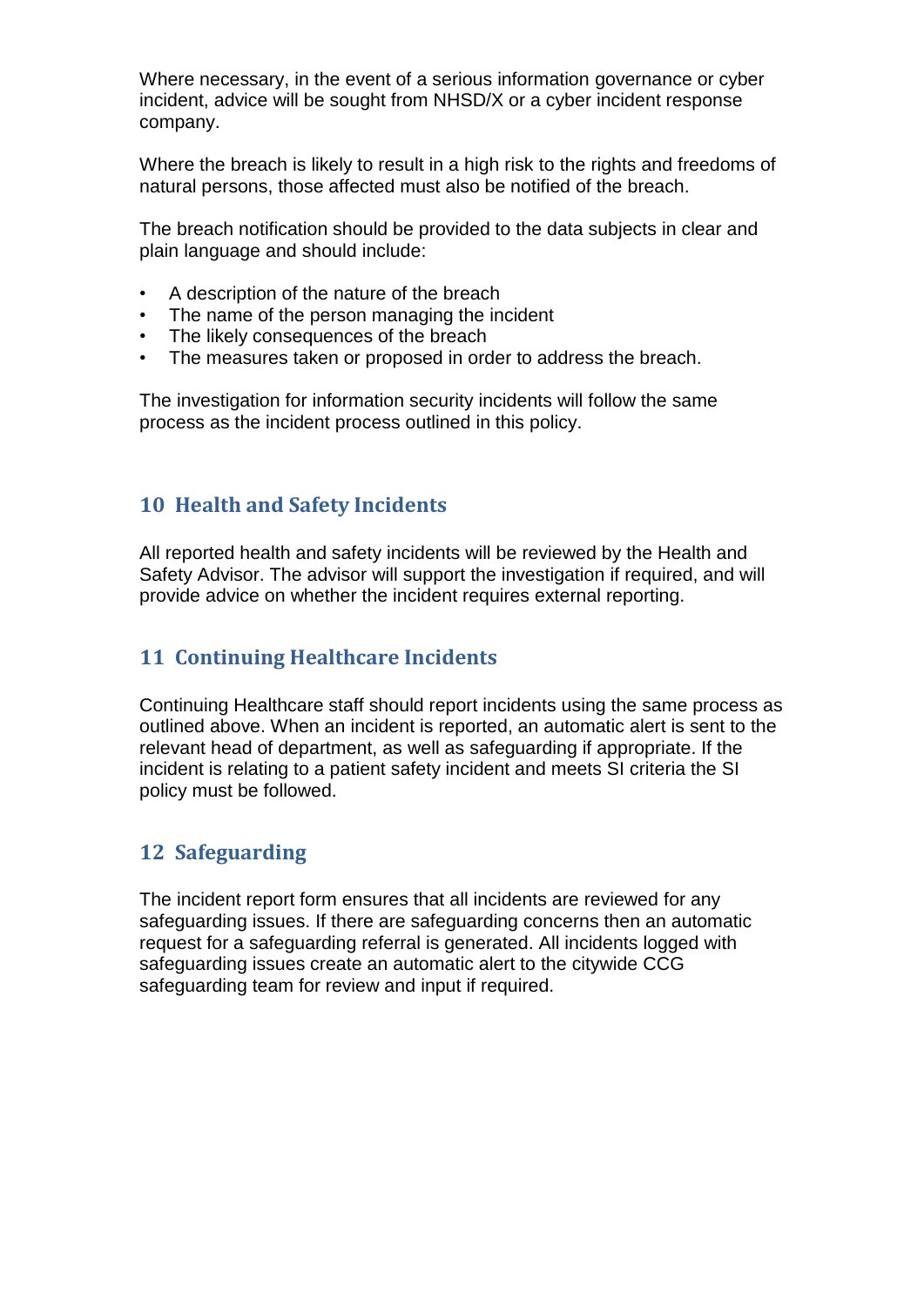Where necessary, in the event of a serious information governance or cyber incident, advice will be sought from NHSD/X or a cyber incident response company.

Where the breach is likely to result in a high risk to the rights and freedoms of natural persons, those affected must also be notified of the breach.

The breach notification should be provided to the data subjects in clear and plain language and should include:

- A description of the nature of the breach
- The name of the person managing the incident
- The likely consequences of the breach
- The measures taken or proposed in order to address the breach.

The investigation for information security incidents will follow the same process as the incident process outlined in this policy.

## 10 Health and Safety Incidents

All reported health and safety incidents will be reviewed by the Health and Safety Advisor. The advisor will support the investigation if required, and will provide advice on whether the incident requires external reporting.

## 11 Continuing Healthcare Incidents

Continuing Healthcare staff should report incidents using the same process as outlined above. When an incident is reported, an automatic alert is sent to the relevant head of department, as well as safeguarding if appropriate. If the incident is relating to a patient safety incident and meets SI criteria the SI policy must be followed.

## 12 Safeguarding

The incident report form ensures that all incidents are reviewed for any safeguarding issues. If there are safeguarding concerns then an automatic request for a safeguarding referral is generated. All incidents logged with safeguarding issues create an automatic alert to the citywide CCG safeguarding team for review and input if required.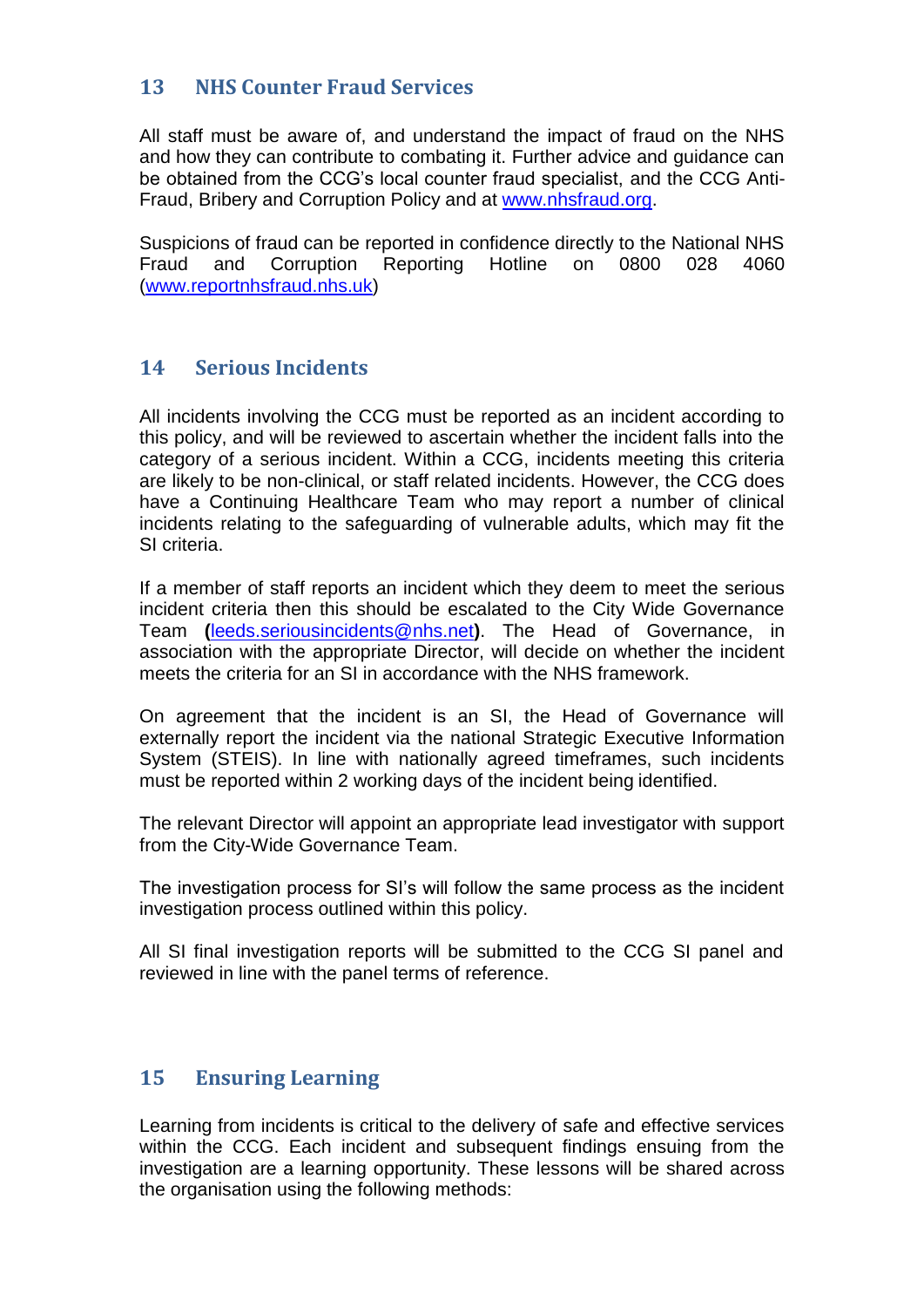## 13 NHS Counter Fraud Services

All staff must be aware of, and understand the impact of fraud on the NHS and how they can contribute to combating it. Further advice and guidance can be obtained from the CCG's local counter fraud specialist, and the CCG Anti-Fraud, Bribery and Corruption Policy and at [www.nhsfraud.org](http://www.nhsfraud.org).

Suspicions of fraud can be reported in confidence directly to the National NHS Fraud and Corruption Reporting Hotline on 0800 028 4060 ([www.reportnhsfraud.nhs.uk](http://www.reportnhsfraud.nhs.uk))

## 14 Serious Incidents

All incidents involving the CCG must be reported as an incident according to this policy, and will be reviewed to ascertain whether the incident falls into the category of a serious incident. Within a CCG, incidents meeting this criteria are likely to be non-clinical, or staff related incidents. However, the CCG does have a Continuing Healthcare Team who may report a number of clinical incidents relating to the safeguarding of vulnerable adults, which may fit the SI criteria.

If a member of staff reports an incident which they deem to meet the serious incident criteria then this should be escalated to the City Wide Governance Team **(**[leeds.seriousincidents@nhs.net](mailto:leeds.seriousincidents@nhs.net)**)**. The Head of Governance, in association with the appropriate Director, will decide on whether the incident meets the criteria for an SI in accordance with the NHS framework.

On agreement that the incident is an SI, the Head of Governance will externally report the incident via the national Strategic Executive Information System (STEIS). In line with nationally agreed timeframes, such incidents must be reported within 2 working days of the incident being identified.

The relevant Director will appoint an appropriate lead investigator with support from the City-Wide Governance Team.

The investigation process for SI's will follow the same process as the incident investigation process outlined within this policy.

All SI final investigation reports will be submitted to the CCG SI panel and reviewed in line with the panel terms of reference.

## 15 Ensuring Learning

Learning from incidents is critical to the delivery of safe and effective services within the CCG. Each incident and subsequent findings ensuing from the investigation are a learning opportunity. These lessons will be shared across the organisation using the following methods: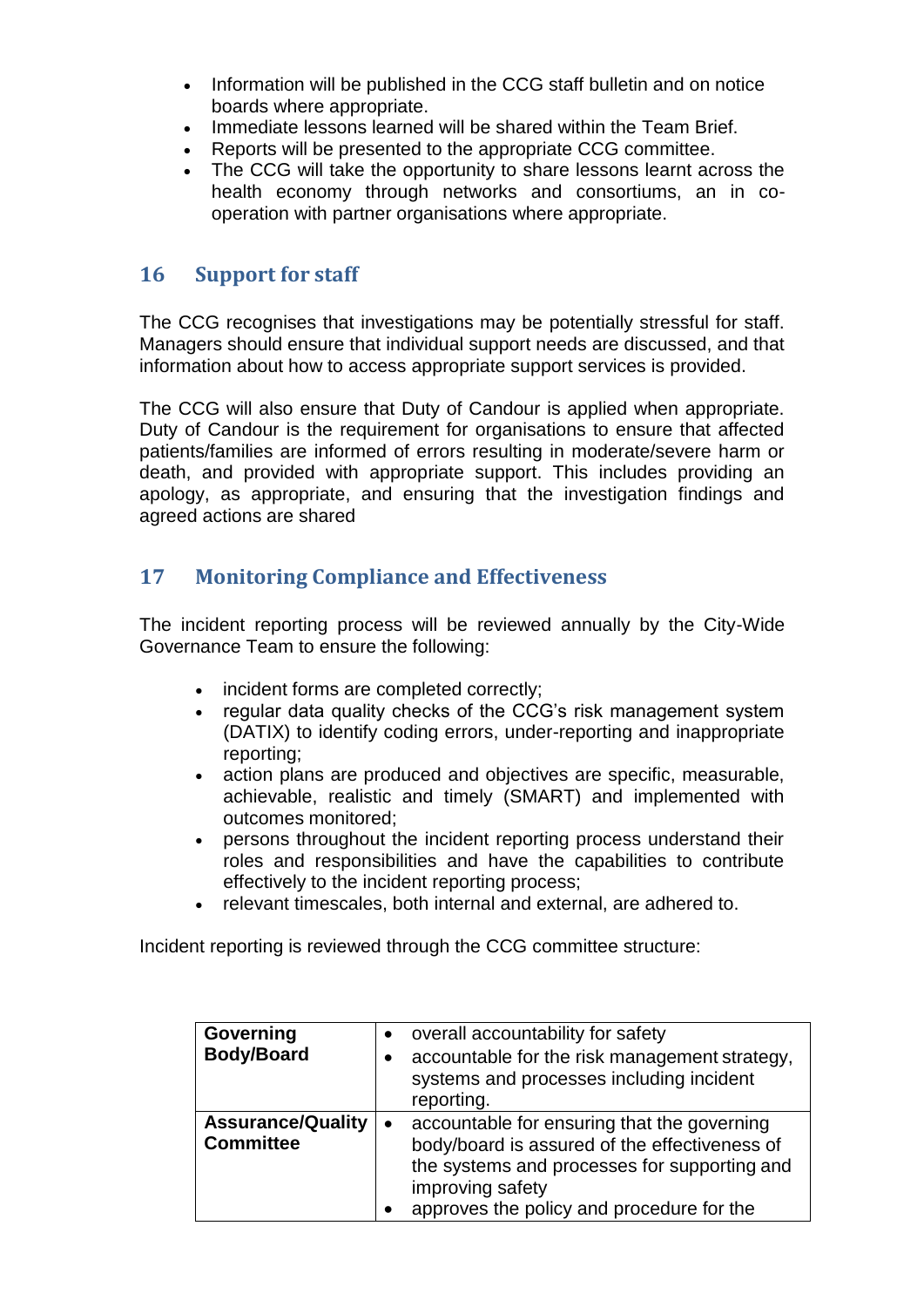- Information will be published in the CCG staff bulletin and on notice boards where appropriate.
- Immediate lessons learned will be shared within the Team Brief.
- Reports will be presented to the appropriate CCG committee.
- The CCG will take the opportunity to share lessons learnt across the health economy through networks and consortiums, an in co-operation with partner organisations where appropriate.

## 16 Support for staff

The CCG recognises that investigations may be potentially stressful for staff. Managers should ensure that individual support needs are discussed, and that information about how to access appropriate support services is provided.

The CCG will also ensure that Duty of Candour is applied when appropriate. Duty of Candour is the requirement for organisations to ensure that affected patients/families are informed of errors resulting in moderate/severe harm or death, and provided with appropriate support. This includes providing an apology, as appropriate, and ensuring that the investigation findings and agreed actions are shared

## 17 Monitoring Compliance and Effectiveness

The incident reporting process will be reviewed annually by the City-Wide Governance Team to ensure the following:

- incident forms are completed correctly;
- regular data quality checks of the CCG's risk management system (DATIX) to identify coding errors, under-reporting and inappropriate reporting;
- action plans are produced and objectives are specific, measurable, achievable, realistic and timely (SMART) and implemented with outcomes monitored;
- persons throughout the incident reporting process understand their roles and responsibilities and have the capabilities to contribute effectively to the incident reporting process;
- relevant timescales, both internal and external, are adhered to.

Incident reporting is reviewed through the CCG committee structure:

| | |
|---|---|
| **Governing Body/Board** | • overall accountability for safety<br>• accountable for the risk management strategy, systems and processes including incident reporting. |
| **Assurance/Quality Committee** | • accountable for ensuring that the governing body/board is assured of the effectiveness of the systems and processes for supporting and improving safety<br>• approves the policy and procedure for the |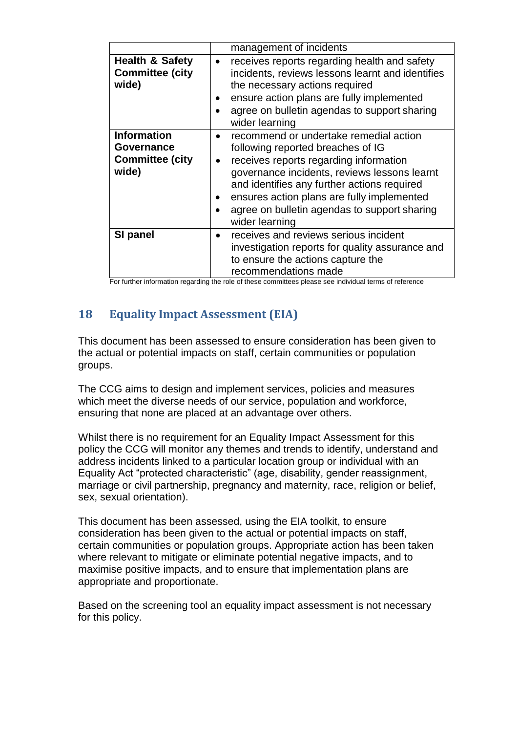| | |
|---|---|
| | management of incidents |
| **Health & Safety Committee (city wide)** | • receives reports regarding health and safety incidents, reviews lessons learnt and identifies the necessary actions required<br>• ensure action plans are fully implemented<br>• agree on bulletin agendas to support sharing wider learning |
| **Information Governance Committee (city wide)** | • recommend or undertake remedial action following reported breaches of IG<br>• receives reports regarding information governance incidents, reviews lessons learnt and identifies any further actions required<br>• ensures action plans are fully implemented<br>• agree on bulletin agendas to support sharing wider learning |
| **SI panel** | • receives and reviews serious incident investigation reports for quality assurance and to ensure the actions capture the recommendations made |

For further information regarding the role of these committees please see individual terms of reference

## 18 Equality Impact Assessment (EIA)

This document has been assessed to ensure consideration has been given to the actual or potential impacts on staff, certain communities or population groups.

The CCG aims to design and implement services, policies and measures which meet the diverse needs of our service, population and workforce, ensuring that none are placed at an advantage over others.

Whilst there is no requirement for an Equality Impact Assessment for this policy the CCG will monitor any themes and trends to identify, understand and address incidents linked to a particular location group or individual with an Equality Act "protected characteristic" (age, disability, gender reassignment, marriage or civil partnership, pregnancy and maternity, race, religion or belief, sex, sexual orientation).

This document has been assessed, using the EIA toolkit, to ensure consideration has been given to the actual or potential impacts on staff, certain communities or population groups. Appropriate action has been taken where relevant to mitigate or eliminate potential negative impacts, and to maximise positive impacts, and to ensure that implementation plans are appropriate and proportionate.

Based on the screening tool an equality impact assessment is not necessary for this policy.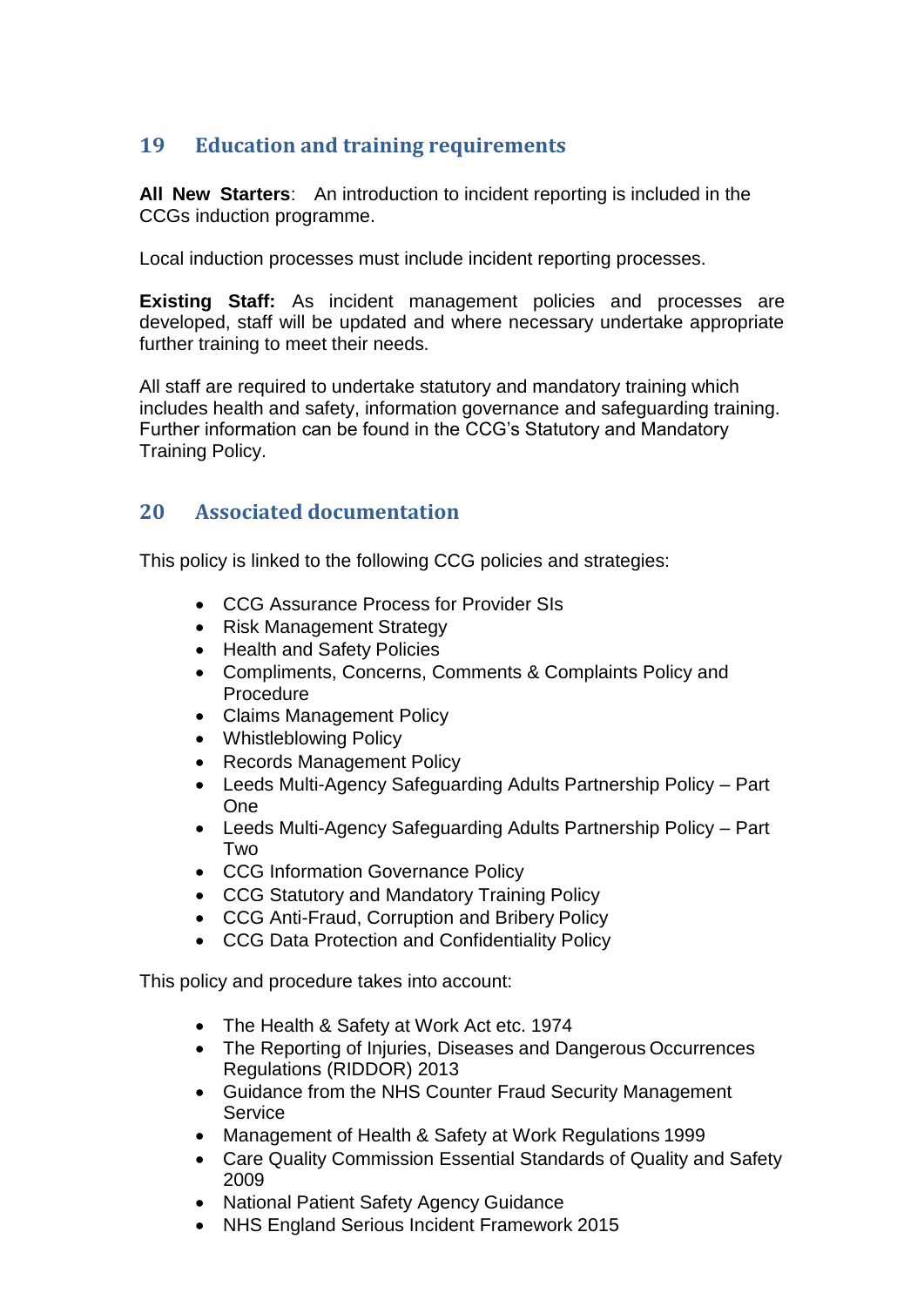## 19 Education and training requirements

**All New Starters**: An introduction to incident reporting is included in the CCGs induction programme.

Local induction processes must include incident reporting processes.

**Existing Staff:** As incident management policies and processes are developed, staff will be updated and where necessary undertake appropriate further training to meet their needs.

All staff are required to undertake statutory and mandatory training which includes health and safety, information governance and safeguarding training. Further information can be found in the CCG's Statutory and Mandatory Training Policy.

## 20 Associated documentation

This policy is linked to the following CCG policies and strategies:

- CCG Assurance Process for Provider SIs
- Risk Management Strategy
- Health and Safety Policies
- Compliments, Concerns, Comments & Complaints Policy and Procedure
- Claims Management Policy
- Whistleblowing Policy
- Records Management Policy
- Leeds Multi-Agency Safeguarding Adults Partnership Policy – Part One
- Leeds Multi-Agency Safeguarding Adults Partnership Policy – Part Two
- CCG Information Governance Policy
- CCG Statutory and Mandatory Training Policy
- CCG Anti-Fraud, Corruption and Bribery Policy
- CCG Data Protection and Confidentiality Policy

This policy and procedure takes into account:

- The Health & Safety at Work Act etc. 1974
- The Reporting of Injuries, Diseases and Dangerous Occurrences Regulations (RIDDOR) 2013
- Guidance from the NHS Counter Fraud Security Management Service
- Management of Health & Safety at Work Regulations 1999
- Care Quality Commission Essential Standards of Quality and Safety 2009
- National Patient Safety Agency Guidance
- NHS England Serious Incident Framework 2015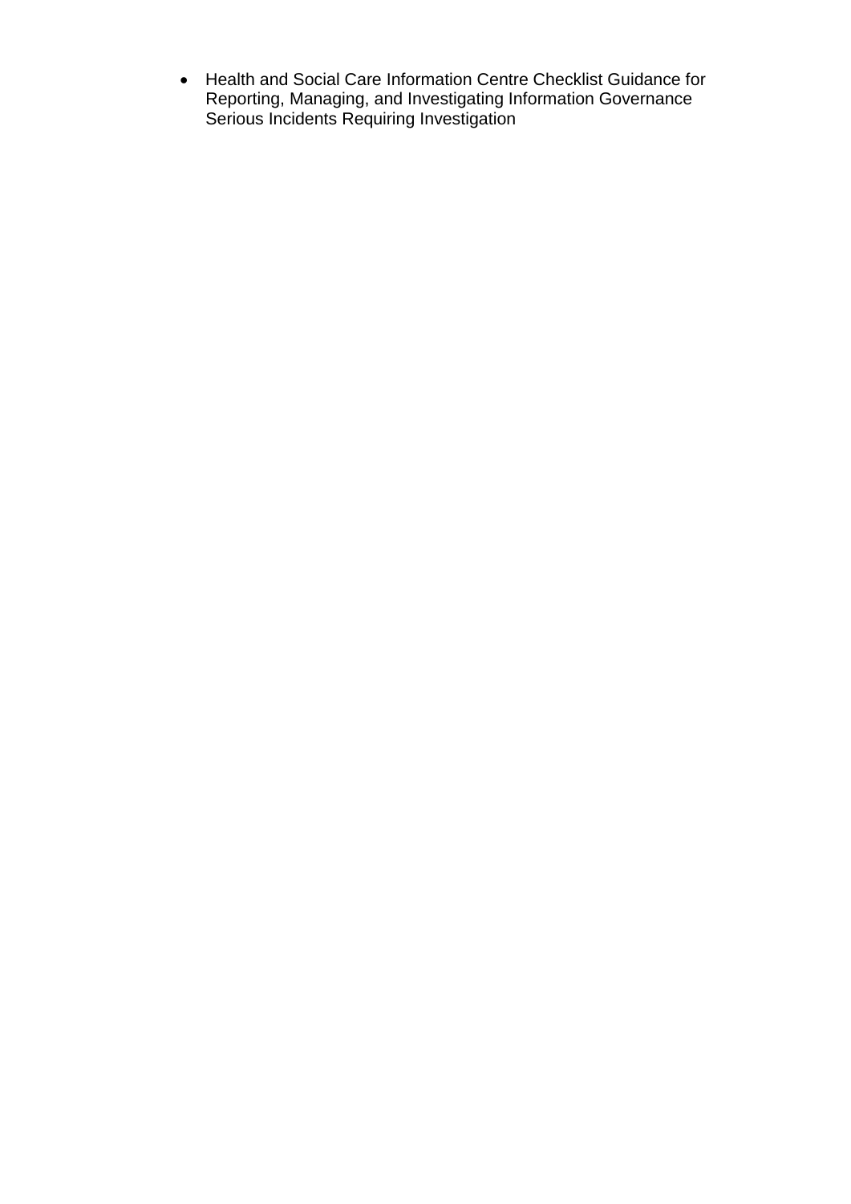- Health and Social Care Information Centre Checklist Guidance for Reporting, Managing, and Investigating Information Governance Serious Incidents Requiring Investigation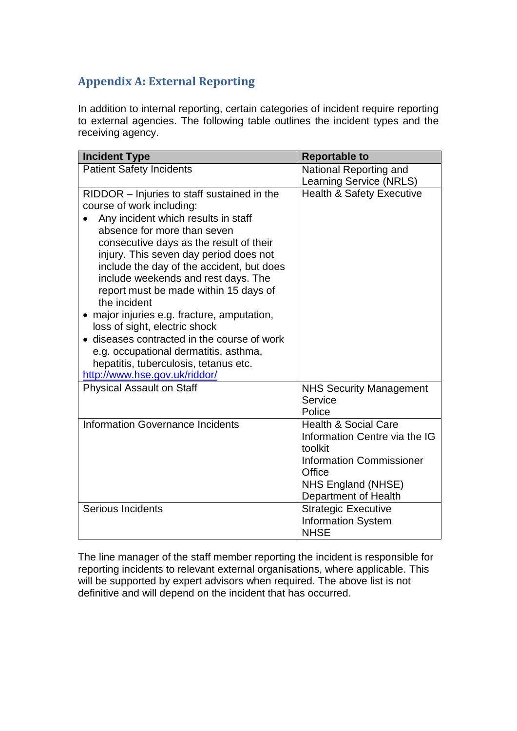## Appendix A: External Reporting

In addition to internal reporting, certain categories of incident require reporting to external agencies. The following table outlines the incident types and the receiving agency.

| Incident Type | Reportable to |
|---|---|
| Patient Safety Incidents | National Reporting and Learning Service (NRLS) |
| RIDDOR – Injuries to staff sustained in the course of work including:<br>• Any incident which results in staff absence for more than seven consecutive days as the result of their injury. This seven day period does not include the day of the accident, but does include weekends and rest days. The report must be made within 15 days of the incident<br>• major injuries e.g. fracture, amputation, loss of sight, electric shock<br>• diseases contracted in the course of work e.g. occupational dermatitis, asthma, hepatitis, tuberculosis, tetanus etc.<br>http://www.hse.gov.uk/riddor/ | Health & Safety Executive |
| Physical Assault on Staff | NHS Security Management Service<br>Police |
| Information Governance Incidents | Health & Social Care Information Centre via the IG toolkit<br>Information Commissioner Office<br>NHS England (NHSE)<br>Department of Health |
| Serious Incidents | Strategic Executive Information System<br>NHSE |

The line manager of the staff member reporting the incident is responsible for reporting incidents to relevant external organisations, where applicable. This will be supported by expert advisors when required. The above list is not definitive and will depend on the incident that has occurred.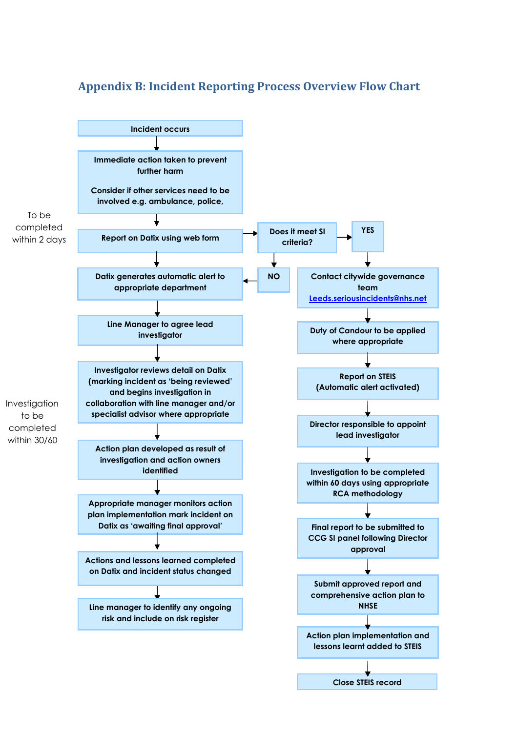## Appendix B: Incident Reporting Process Overview Flow Chart

Incident occurs

↓

Immediate action taken to prevent further harm

Consider if other services need to be involved e.g. ambulance, police,

↓

To be completed within 2 days

Report on Datix using web form → Does it meet SI criteria?

**NO** → Datix generates automatic alert to appropriate department

↓

Line Manager to agree lead investigator

↓

Investigator reviews detail on Datix (marking incident as 'being reviewed' and begins investigation in collaboration with line manager and/or specialist advisor where appropriate

Investigation to be completed within 30/60

↓

Action plan developed as result of investigation and action owners identified

↓

Appropriate manager monitors action plan implementation mark incident on Datix as 'awaiting final approval'

↓

Actions and lessons learned completed on Datix and incident status changed

↓

Line manager to identify any ongoing risk and include on risk register

**YES** → Contact citywide governance team Leeds.seriousincidents@nhs.net

↓

Duty of Candour to be applied where appropriate

↓

Report on STEIS (Automatic alert activated)

↓

Director responsible to appoint lead investigator

↓

Investigation to be completed within 60 days using appropriate RCA methodology

↓

Final report to be submitted to CCG SI panel following Director approval

↓

Submit approved report and comprehensive action plan to NHSE

↓

Action plan implementation and lessons learnt added to STEIS

↓

Close STEIS record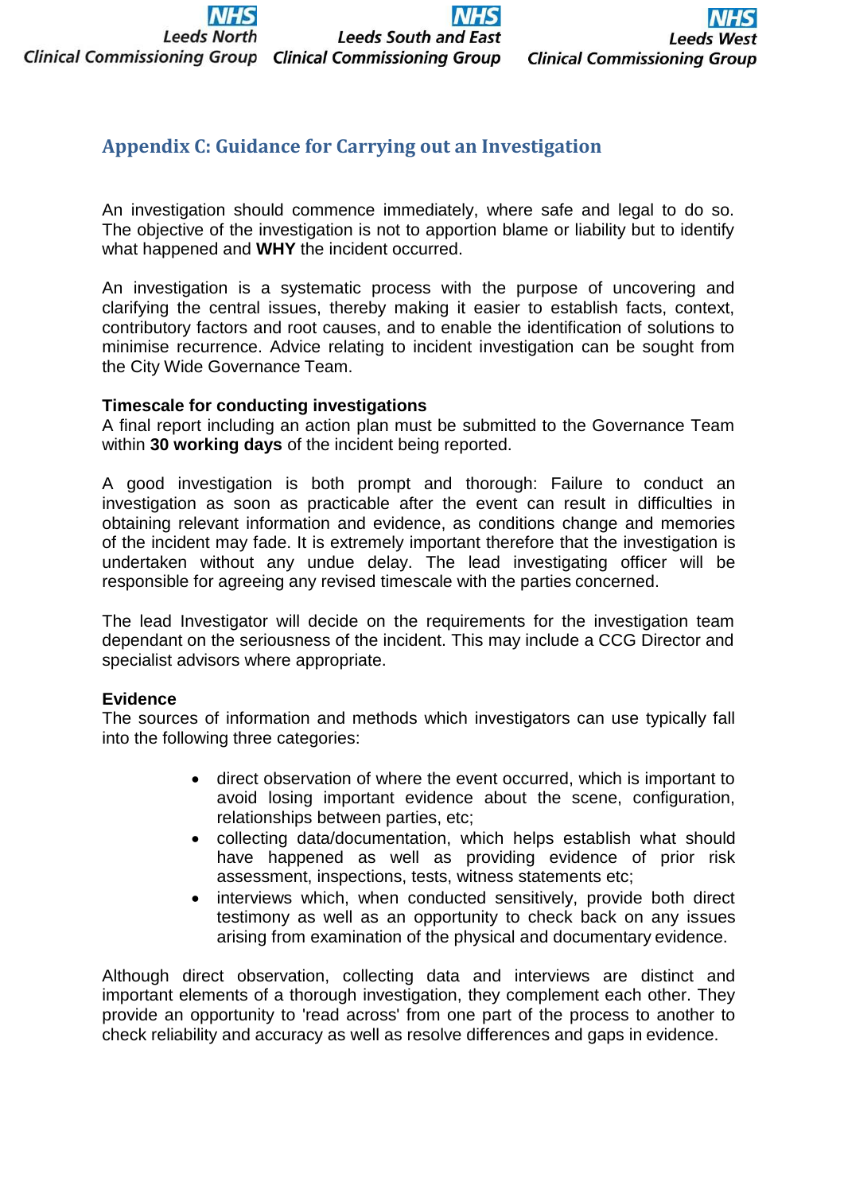## Appendix C: Guidance for Carrying out an Investigation

An investigation should commence immediately, where safe and legal to do so. The objective of the investigation is not to apportion blame or liability but to identify what happened and **WHY** the incident occurred.

An investigation is a systematic process with the purpose of uncovering and clarifying the central issues, thereby making it easier to establish facts, context, contributory factors and root causes, and to enable the identification of solutions to minimise recurrence. Advice relating to incident investigation can be sought from the City Wide Governance Team.

**Timescale for conducting investigations**
A final report including an action plan must be submitted to the Governance Team within **30 working days** of the incident being reported.

A good investigation is both prompt and thorough: Failure to conduct an investigation as soon as practicable after the event can result in difficulties in obtaining relevant information and evidence, as conditions change and memories of the incident may fade. It is extremely important therefore that the investigation is undertaken without any undue delay. The lead investigating officer will be responsible for agreeing any revised timescale with the parties concerned.

The lead Investigator will decide on the requirements for the investigation team dependant on the seriousness of the incident. This may include a CCG Director and specialist advisors where appropriate.

**Evidence**
The sources of information and methods which investigators can use typically fall into the following three categories:

- direct observation of where the event occurred, which is important to avoid losing important evidence about the scene, configuration, relationships between parties, etc;
- collecting data/documentation, which helps establish what should have happened as well as providing evidence of prior risk assessment, inspections, tests, witness statements etc;
- interviews which, when conducted sensitively, provide both direct testimony as well as an opportunity to check back on any issues arising from examination of the physical and documentary evidence.

Although direct observation, collecting data and interviews are distinct and important elements of a thorough investigation, they complement each other. They provide an opportunity to 'read across' from one part of the process to another to check reliability and accuracy as well as resolve differences and gaps in evidence.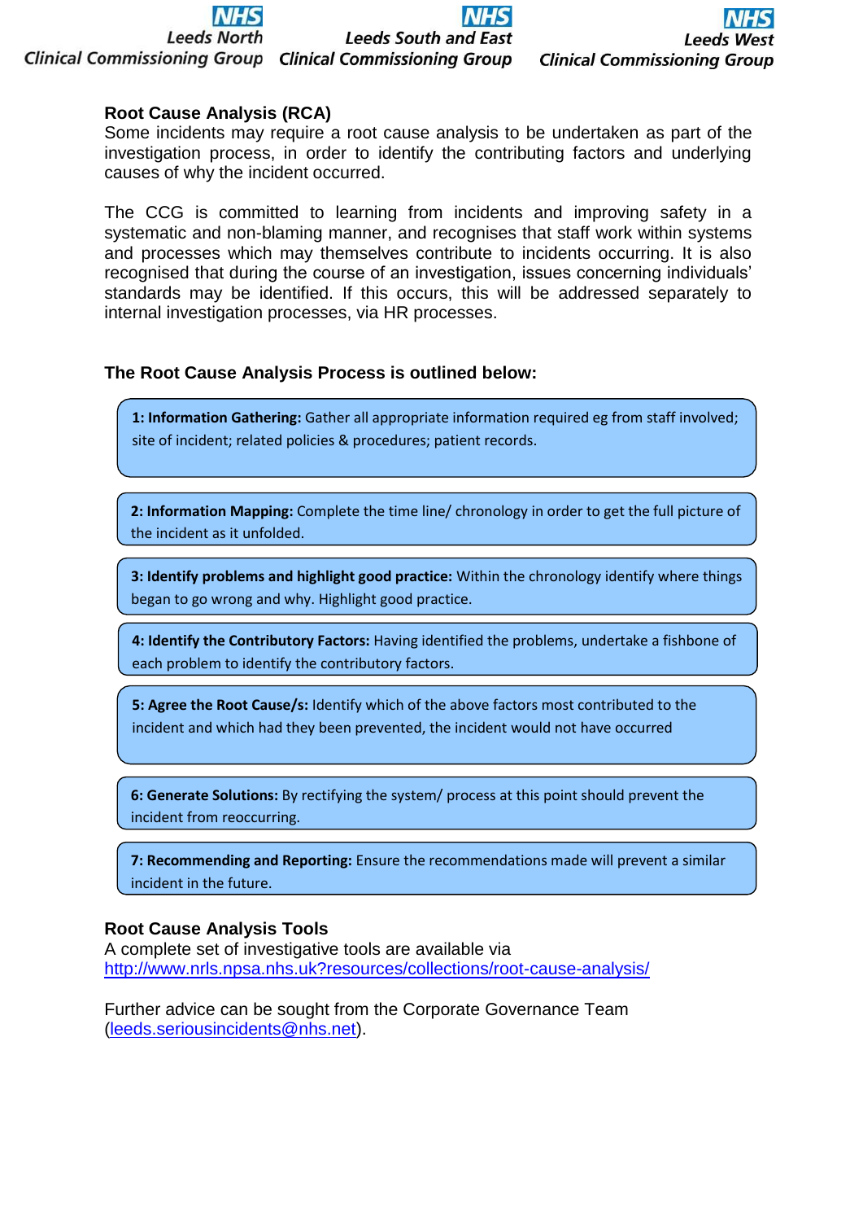## Root Cause Analysis (RCA)

Some incidents may require a root cause analysis to be undertaken as part of the investigation process, in order to identify the contributing factors and underlying causes of why the incident occurred.

The CCG is committed to learning from incidents and improving safety in a systematic and non-blaming manner, and recognises that staff work within systems and processes which may themselves contribute to incidents occurring. It is also recognised that during the course of an investigation, issues concerning individuals' standards may be identified. If this occurs, this will be addressed separately to internal investigation processes, via HR processes.

### The Root Cause Analysis Process is outlined below:

**1: Information Gathering:** Gather all appropriate information required eg from staff involved; site of incident; related policies & procedures; patient records.

**2: Information Mapping:** Complete the time line/ chronology in order to get the full picture of the incident as it unfolded.

**3: Identify problems and highlight good practice:** Within the chronology identify where things began to go wrong and why. Highlight good practice.

**4: Identify the Contributory Factors:** Having identified the problems, undertake a fishbone of each problem to identify the contributory factors.

**5: Agree the Root Cause/s:** Identify which of the above factors most contributed to the incident and which had they been prevented, the incident would not have occurred

**6: Generate Solutions:** By rectifying the system/ process at this point should prevent the incident from reoccurring.

**7: Recommending and Reporting:** Ensure the recommendations made will prevent a similar incident in the future.

## Root Cause Analysis Tools

A complete set of investigative tools are available via http://www.nrls.npsa.nhs.uk?resources/collections/root-cause-analysis/

Further advice can be sought from the Corporate Governance Team (leeds.seriousincidents@nhs.net).